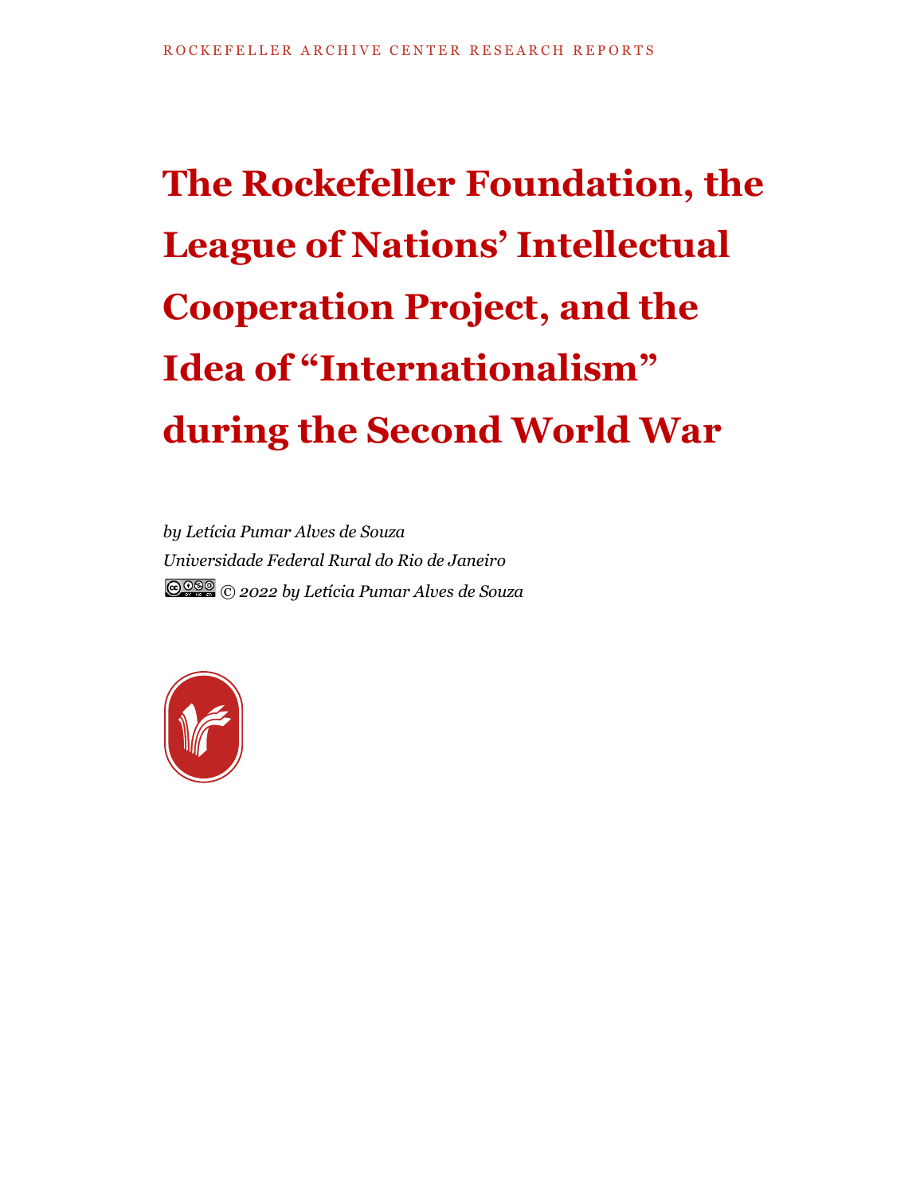ROCKEFELLER ARCHIVE CENTER RESEARCH REPORTS

# The Rockefeller Foundation, the League of Nations' Intellectual Cooperation Project, and the Idea of "Internationalism" during the Second World War

*by Letícia Pumar Alves de Souza*

*Universidade Federal Rural do Rio de Janeiro*

*© 2022 by Letícia Pumar Alves de Souza*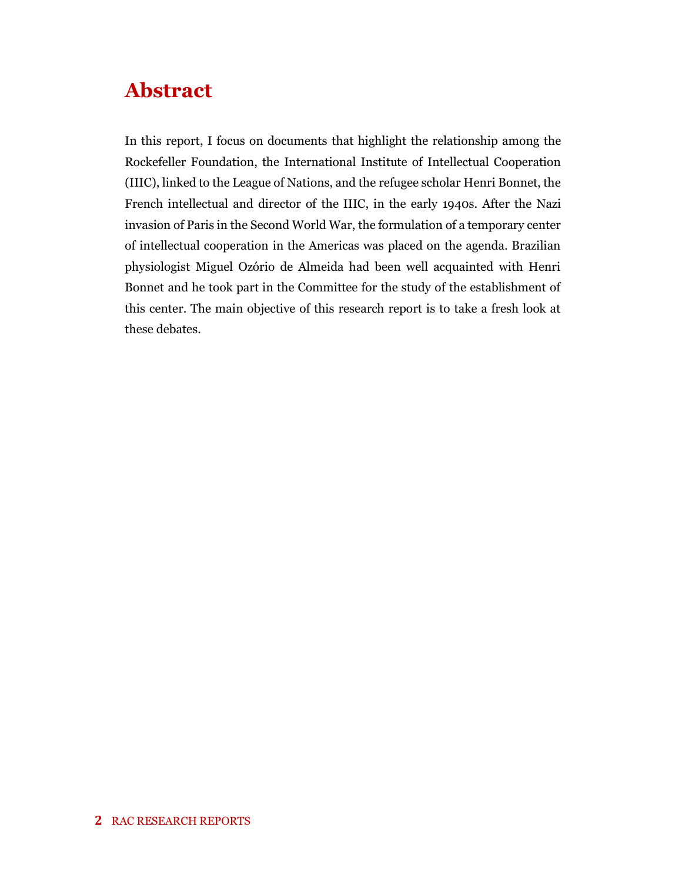# Abstract

In this report, I focus on documents that highlight the relationship among the Rockefeller Foundation, the International Institute of Intellectual Cooperation (IIIC), linked to the League of Nations, and the refugee scholar Henri Bonnet, the French intellectual and director of the IIIC, in the early 1940s. After the Nazi invasion of Paris in the Second World War, the formulation of a temporary center of intellectual cooperation in the Americas was placed on the agenda. Brazilian physiologist Miguel Ozório de Almeida had been well acquainted with Henri Bonnet and he took part in the Committee for the study of the establishment of this center. The main objective of this research report is to take a fresh look at these debates.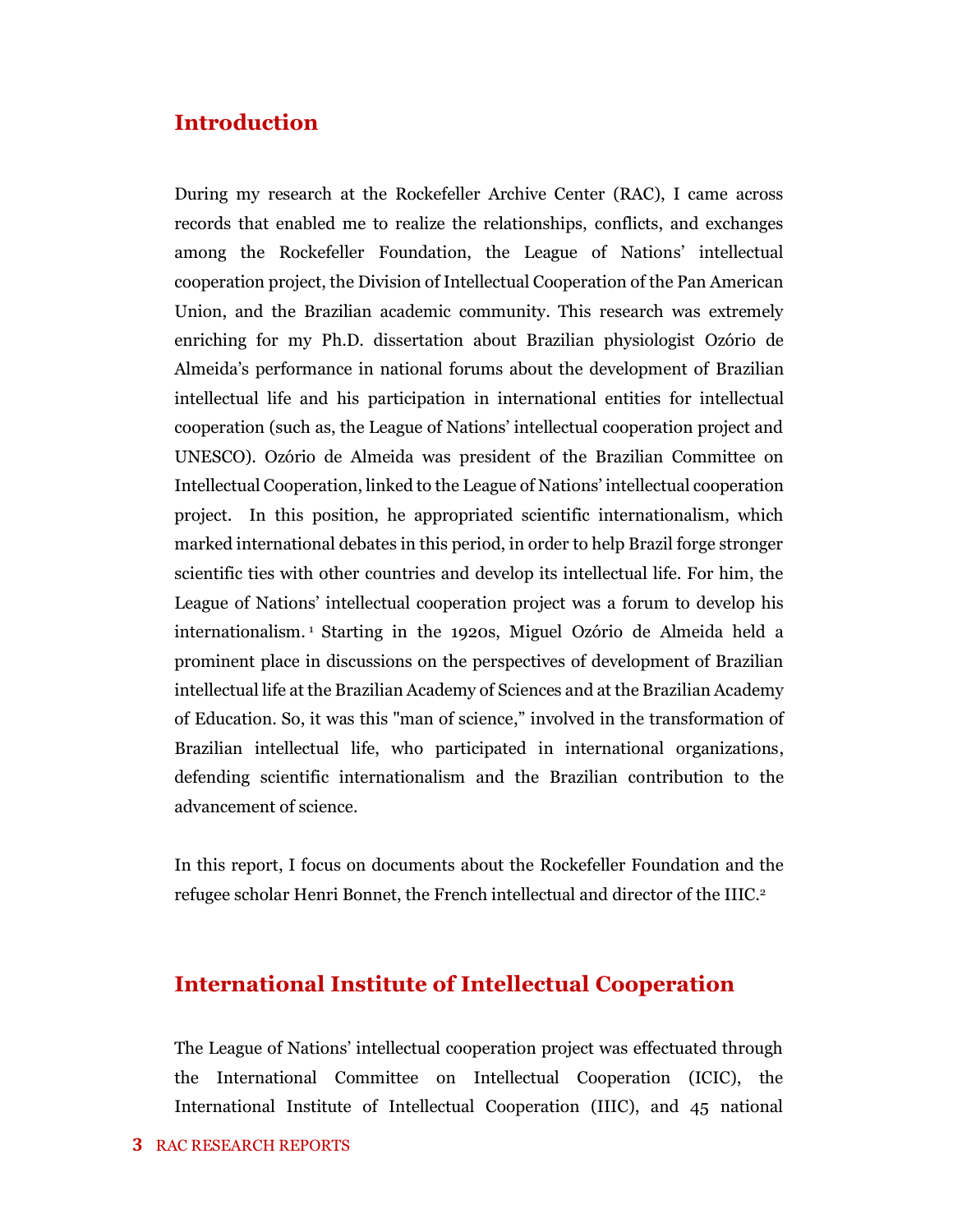## Introduction

During my research at the Rockefeller Archive Center (RAC), I came across records that enabled me to realize the relationships, conflicts, and exchanges among the Rockefeller Foundation, the League of Nations' intellectual cooperation project, the Division of Intellectual Cooperation of the Pan American Union, and the Brazilian academic community. This research was extremely enriching for my Ph.D. dissertation about Brazilian physiologist Ozório de Almeida's performance in national forums about the development of Brazilian intellectual life and his participation in international entities for intellectual cooperation (such as, the League of Nations' intellectual cooperation project and UNESCO). Ozório de Almeida was president of the Brazilian Committee on Intellectual Cooperation, linked to the League of Nations' intellectual cooperation project. In this position, he appropriated scientific internationalism, which marked international debates in this period, in order to help Brazil forge stronger scientific ties with other countries and develop its intellectual life. For him, the League of Nations' intellectual cooperation project was a forum to develop his internationalism.[1] Starting in the 1920s, Miguel Ozório de Almeida held a prominent place in discussions on the perspectives of development of Brazilian intellectual life at the Brazilian Academy of Sciences and at the Brazilian Academy of Education. So, it was this "man of science," involved in the transformation of Brazilian intellectual life, who participated in international organizations, defending scientific internationalism and the Brazilian contribution to the advancement of science.

In this report, I focus on documents about the Rockefeller Foundation and the refugee scholar Henri Bonnet, the French intellectual and director of the IIIC.[2]

## International Institute of Intellectual Cooperation

The League of Nations' intellectual cooperation project was effectuated through the International Committee on Intellectual Cooperation (ICIC), the International Institute of Intellectual Cooperation (IIIC), and 45 national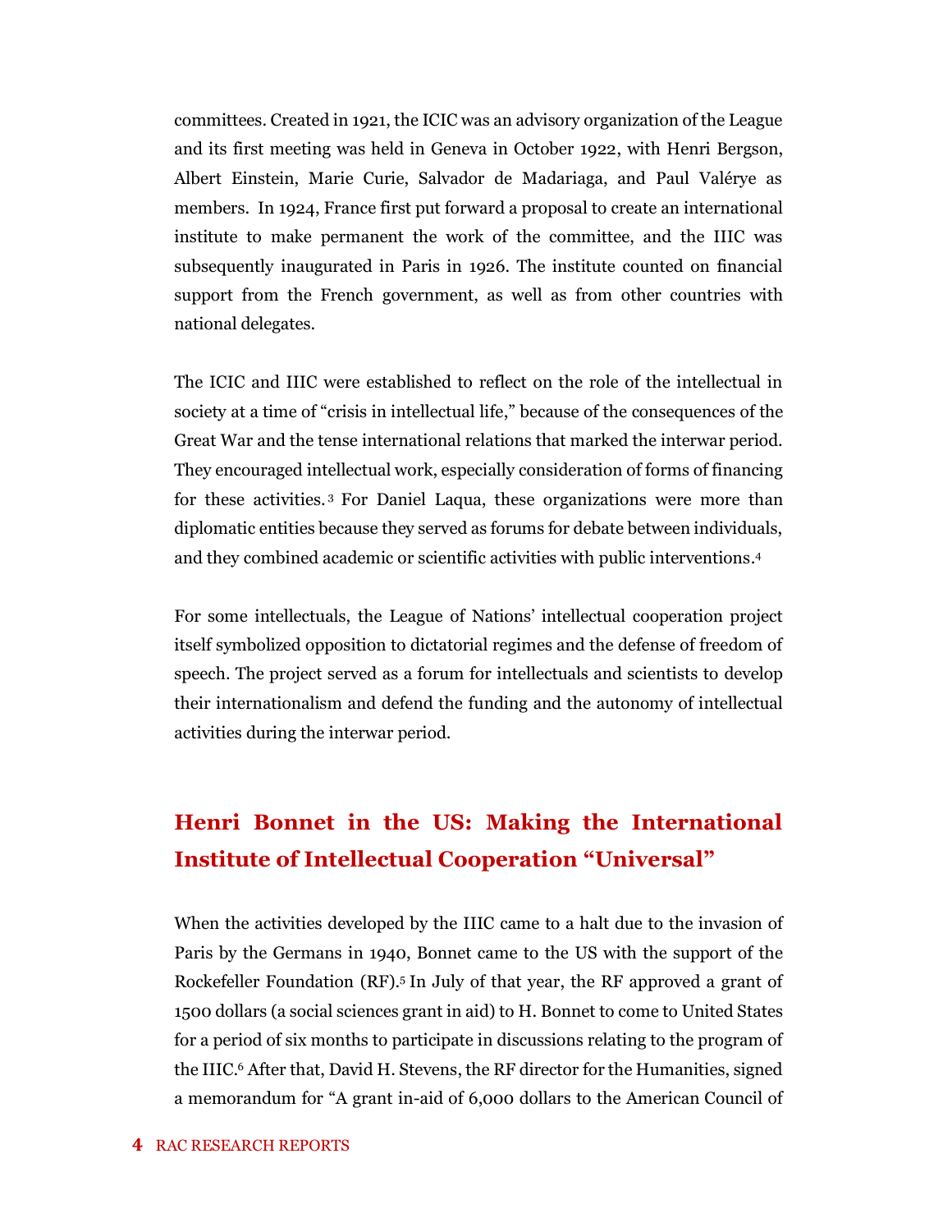committees. Created in 1921, the ICIC was an advisory organization of the League and its first meeting was held in Geneva in October 1922, with Henri Bergson, Albert Einstein, Marie Curie, Salvador de Madariaga, and Paul Valérye as members. In 1924, France first put forward a proposal to create an international institute to make permanent the work of the committee, and the IIIC was subsequently inaugurated in Paris in 1926. The institute counted on financial support from the French government, as well as from other countries with national delegates.

The ICIC and IIIC were established to reflect on the role of the intellectual in society at a time of "crisis in intellectual life," because of the consequences of the Great War and the tense international relations that marked the interwar period. They encouraged intellectual work, especially consideration of forms of financing for these activities.[3] For Daniel Laqua, these organizations were more than diplomatic entities because they served as forums for debate between individuals, and they combined academic or scientific activities with public interventions.[4]

For some intellectuals, the League of Nations' intellectual cooperation project itself symbolized opposition to dictatorial regimes and the defense of freedom of speech. The project served as a forum for intellectuals and scientists to develop their internationalism and defend the funding and the autonomy of intellectual activities during the interwar period.

## Henri Bonnet in the US: Making the International Institute of Intellectual Cooperation "Universal"

When the activities developed by the IIIC came to a halt due to the invasion of Paris by the Germans in 1940, Bonnet came to the US with the support of the Rockefeller Foundation (RF).[5] In July of that year, the RF approved a grant of 1500 dollars (a social sciences grant in aid) to H. Bonnet to come to United States for a period of six months to participate in discussions relating to the program of the IIIC.[6] After that, David H. Stevens, the RF director for the Humanities, signed a memorandum for "A grant in-aid of 6,000 dollars to the American Council of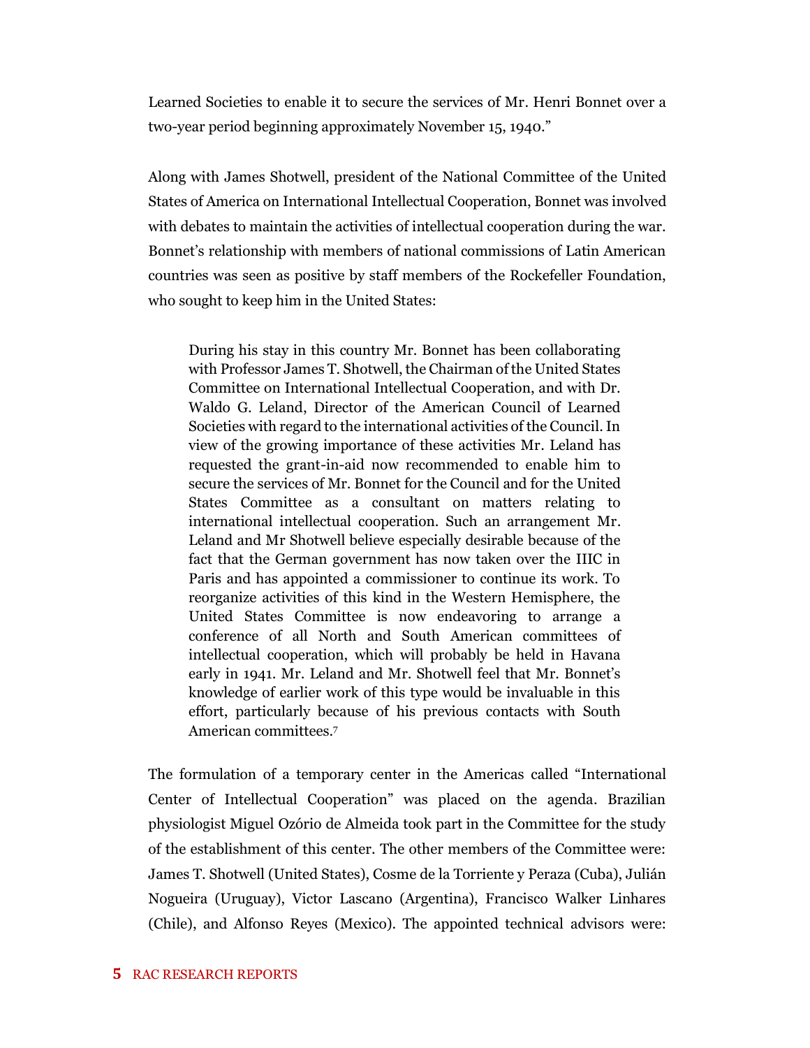Learned Societies to enable it to secure the services of Mr. Henri Bonnet over a two-year period beginning approximately November 15, 1940."

Along with James Shotwell, president of the National Committee of the United States of America on International Intellectual Cooperation, Bonnet was involved with debates to maintain the activities of intellectual cooperation during the war. Bonnet's relationship with members of national commissions of Latin American countries was seen as positive by staff members of the Rockefeller Foundation, who sought to keep him in the United States:

> During his stay in this country Mr. Bonnet has been collaborating with Professor James T. Shotwell, the Chairman of the United States Committee on International Intellectual Cooperation, and with Dr. Waldo G. Leland, Director of the American Council of Learned Societies with regard to the international activities of the Council. In view of the growing importance of these activities Mr. Leland has requested the grant-in-aid now recommended to enable him to secure the services of Mr. Bonnet for the Council and for the United States Committee as a consultant on matters relating to international intellectual cooperation. Such an arrangement Mr. Leland and Mr Shotwell believe especially desirable because of the fact that the German government has now taken over the IIIC in Paris and has appointed a commissioner to continue its work. To reorganize activities of this kind in the Western Hemisphere, the United States Committee is now endeavoring to arrange a conference of all North and South American committees of intellectual cooperation, which will probably be held in Havana early in 1941. Mr. Leland and Mr. Shotwell feel that Mr. Bonnet's knowledge of earlier work of this type would be invaluable in this effort, particularly because of his previous contacts with South American committees.[7]

The formulation of a temporary center in the Americas called "International Center of Intellectual Cooperation" was placed on the agenda. Brazilian physiologist Miguel Ozório de Almeida took part in the Committee for the study of the establishment of this center. The other members of the Committee were: James T. Shotwell (United States), Cosme de la Torriente y Peraza (Cuba), Julián Nogueira (Uruguay), Victor Lascano (Argentina), Francisco Walker Linhares (Chile), and Alfonso Reyes (Mexico). The appointed technical advisors were: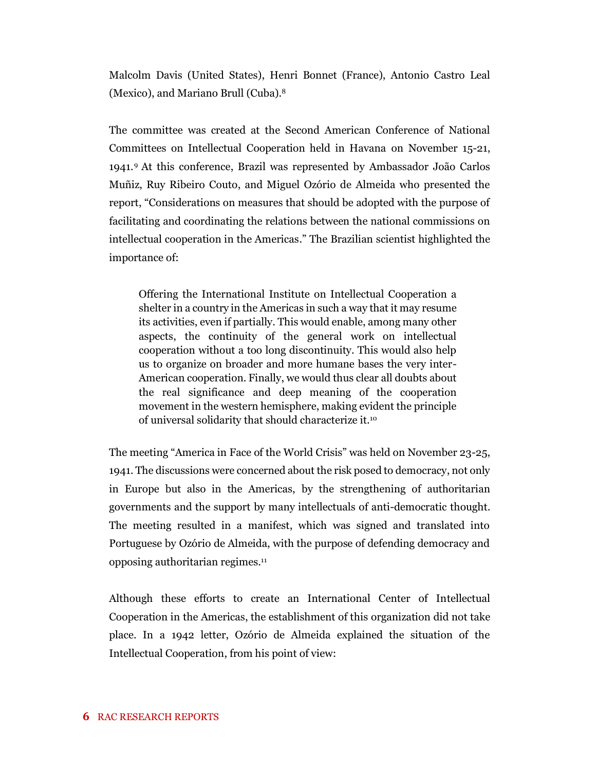Malcolm Davis (United States), Henri Bonnet (France), Antonio Castro Leal (Mexico), and Mariano Brull (Cuba).[8]

The committee was created at the Second American Conference of National Committees on Intellectual Cooperation held in Havana on November 15-21, 1941.[9] At this conference, Brazil was represented by Ambassador João Carlos Muñiz, Ruy Ribeiro Couto, and Miguel Ozório de Almeida who presented the report, "Considerations on measures that should be adopted with the purpose of facilitating and coordinating the relations between the national commissions on intellectual cooperation in the Americas." The Brazilian scientist highlighted the importance of:

> Offering the International Institute on Intellectual Cooperation a shelter in a country in the Americas in such a way that it may resume its activities, even if partially. This would enable, among many other aspects, the continuity of the general work on intellectual cooperation without a too long discontinuity. This would also help us to organize on broader and more humane bases the very inter-American cooperation. Finally, we would thus clear all doubts about the real significance and deep meaning of the cooperation movement in the western hemisphere, making evident the principle of universal solidarity that should characterize it.[10]

The meeting "America in Face of the World Crisis" was held on November 23-25, 1941. The discussions were concerned about the risk posed to democracy, not only in Europe but also in the Americas, by the strengthening of authoritarian governments and the support by many intellectuals of anti-democratic thought. The meeting resulted in a manifest, which was signed and translated into Portuguese by Ozório de Almeida, with the purpose of defending democracy and opposing authoritarian regimes.[11]

Although these efforts to create an International Center of Intellectual Cooperation in the Americas, the establishment of this organization did not take place. In a 1942 letter, Ozório de Almeida explained the situation of the Intellectual Cooperation, from his point of view: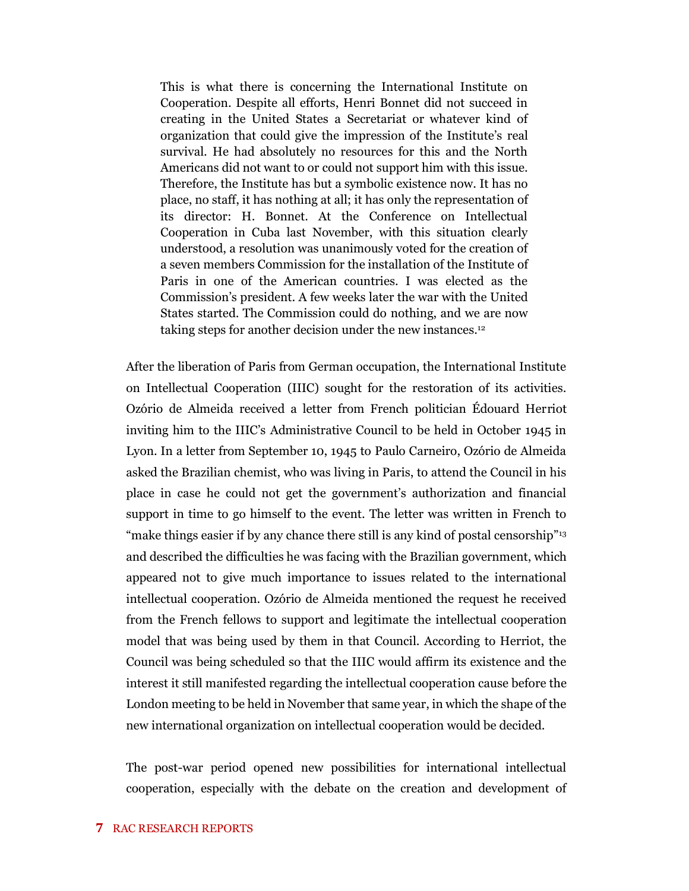> This is what there is concerning the International Institute on Cooperation. Despite all efforts, Henri Bonnet did not succeed in creating in the United States a Secretariat or whatever kind of organization that could give the impression of the Institute's real survival. He had absolutely no resources for this and the North Americans did not want to or could not support him with this issue. Therefore, the Institute has but a symbolic existence now. It has no place, no staff, it has nothing at all; it has only the representation of its director: H. Bonnet. At the Conference on Intellectual Cooperation in Cuba last November, with this situation clearly understood, a resolution was unanimously voted for the creation of a seven members Commission for the installation of the Institute of Paris in one of the American countries. I was elected as the Commission's president. A few weeks later the war with the United States started. The Commission could do nothing, and we are now taking steps for another decision under the new instances.[12]

After the liberation of Paris from German occupation, the International Institute on Intellectual Cooperation (IIIC) sought for the restoration of its activities. Ozório de Almeida received a letter from French politician Édouard Herriot inviting him to the IIIC's Administrative Council to be held in October 1945 in Lyon. In a letter from September 10, 1945 to Paulo Carneiro, Ozório de Almeida asked the Brazilian chemist, who was living in Paris, to attend the Council in his place in case he could not get the government's authorization and financial support in time to go himself to the event. The letter was written in French to "make things easier if by any chance there still is any kind of postal censorship"[13] and described the difficulties he was facing with the Brazilian government, which appeared not to give much importance to issues related to the international intellectual cooperation. Ozório de Almeida mentioned the request he received from the French fellows to support and legitimate the intellectual cooperation model that was being used by them in that Council. According to Herriot, the Council was being scheduled so that the IIIC would affirm its existence and the interest it still manifested regarding the intellectual cooperation cause before the London meeting to be held in November that same year, in which the shape of the new international organization on intellectual cooperation would be decided.

The post-war period opened new possibilities for international intellectual cooperation, especially with the debate on the creation and development of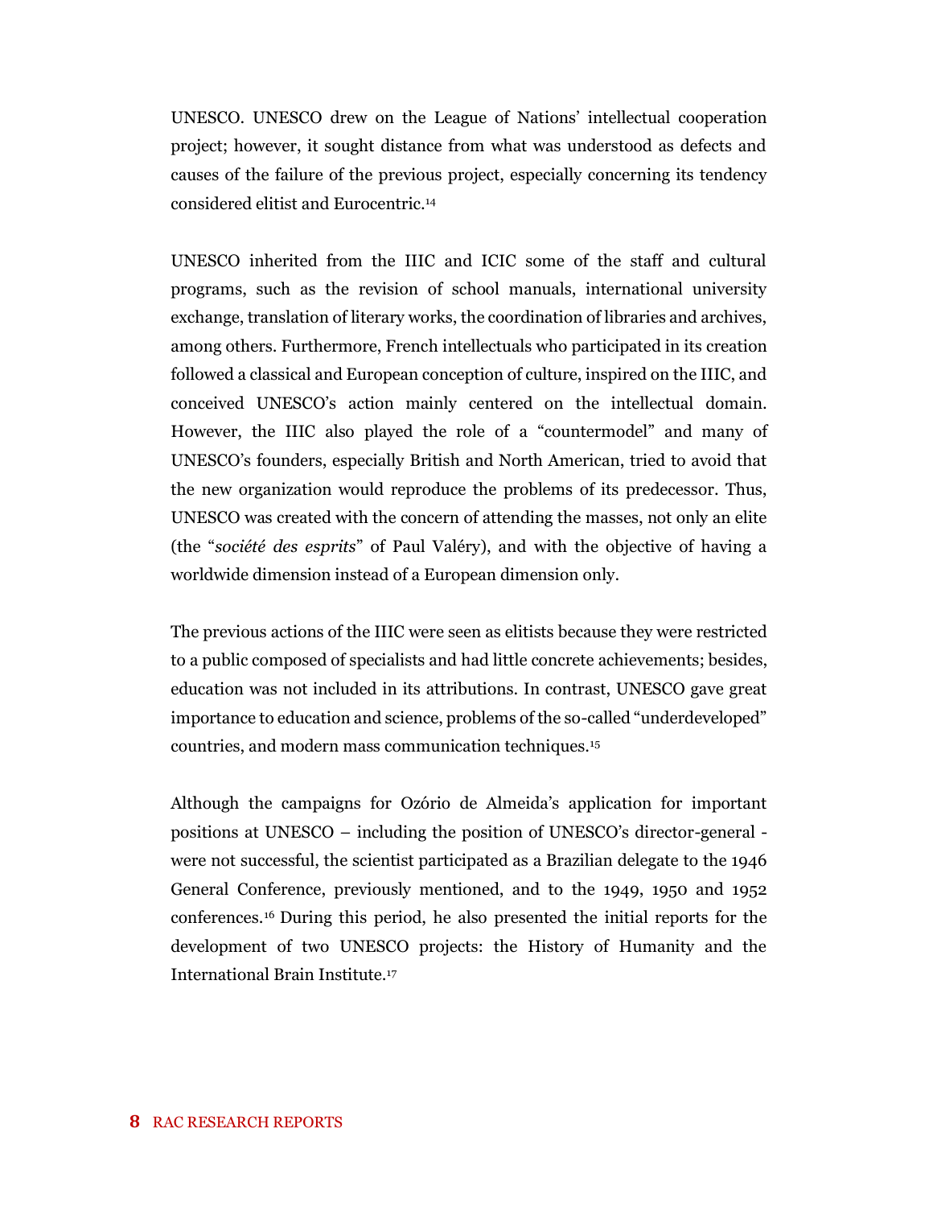UNESCO. UNESCO drew on the League of Nations' intellectual cooperation project; however, it sought distance from what was understood as defects and causes of the failure of the previous project, especially concerning its tendency considered elitist and Eurocentric.[14]

UNESCO inherited from the IIIC and ICIC some of the staff and cultural programs, such as the revision of school manuals, international university exchange, translation of literary works, the coordination of libraries and archives, among others. Furthermore, French intellectuals who participated in its creation followed a classical and European conception of culture, inspired on the IIIC, and conceived UNESCO's action mainly centered on the intellectual domain. However, the IIIC also played the role of a "countermodel" and many of UNESCO's founders, especially British and North American, tried to avoid that the new organization would reproduce the problems of its predecessor. Thus, UNESCO was created with the concern of attending the masses, not only an elite (the "*société des esprits*" of Paul Valéry), and with the objective of having a worldwide dimension instead of a European dimension only.

The previous actions of the IIIC were seen as elitists because they were restricted to a public composed of specialists and had little concrete achievements; besides, education was not included in its attributions. In contrast, UNESCO gave great importance to education and science, problems of the so-called "underdeveloped" countries, and modern mass communication techniques.[15]

Although the campaigns for Ozório de Almeida's application for important positions at UNESCO – including the position of UNESCO's director-general - were not successful, the scientist participated as a Brazilian delegate to the 1946 General Conference, previously mentioned, and to the 1949, 1950 and 1952 conferences.[16] During this period, he also presented the initial reports for the development of two UNESCO projects: the History of Humanity and the International Brain Institute.[17]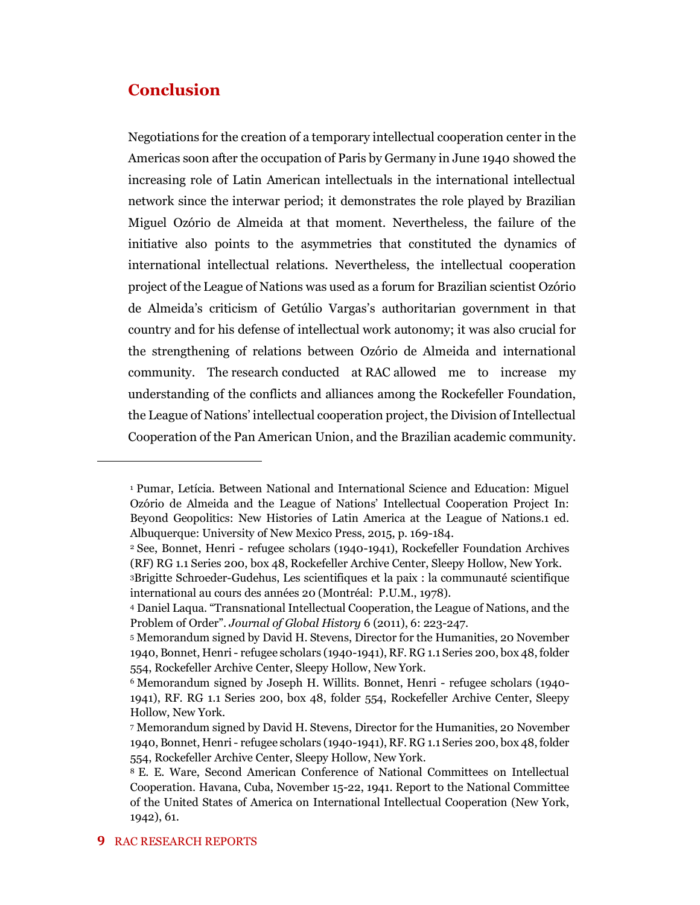## Conclusion

Negotiations for the creation of a temporary intellectual cooperation center in the Americas soon after the occupation of Paris by Germany in June 1940 showed the increasing role of Latin American intellectuals in the international intellectual network since the interwar period; it demonstrates the role played by Brazilian Miguel Ozório de Almeida at that moment. Nevertheless, the failure of the initiative also points to the asymmetries that constituted the dynamics of international intellectual relations. Nevertheless, the intellectual cooperation project of the League of Nations was used as a forum for Brazilian scientist Ozório de Almeida's criticism of Getúlio Vargas's authoritarian government in that country and for his defense of intellectual work autonomy; it was also crucial for the strengthening of relations between Ozório de Almeida and international community. The research conducted at RAC allowed me to increase my understanding of the conflicts and alliances among the Rockefeller Foundation, the League of Nations' intellectual cooperation project, the Division of Intellectual Cooperation of the Pan American Union, and the Brazilian academic community.

---

[1] Pumar, Letícia. Between National and International Science and Education: Miguel Ozório de Almeida and the League of Nations' Intellectual Cooperation Project In: Beyond Geopolitics: New Histories of Latin America at the League of Nations.1 ed. Albuquerque: University of New Mexico Press, 2015, p. 169-184.

[2] See, Bonnet, Henri - refugee scholars (1940-1941), Rockefeller Foundation Archives (RF) RG 1.1 Series 200, box 48, Rockefeller Archive Center, Sleepy Hollow, New York.

[3] Brigitte Schroeder-Gudehus, Les scientifiques et la paix : la communauté scientifique international au cours des années 20 (Montréal: P.U.M., 1978).

[4] Daniel Laqua. "Transnational Intellectual Cooperation, the League of Nations, and the Problem of Order". *Journal of Global History* 6 (2011), 6: 223-247.

[5] Memorandum signed by David H. Stevens, Director for the Humanities, 20 November 1940, Bonnet, Henri - refugee scholars (1940-1941), RF. RG 1.1 Series 200, box 48, folder 554, Rockefeller Archive Center, Sleepy Hollow, New York.

[6] Memorandum signed by Joseph H. Willits. Bonnet, Henri - refugee scholars (1940-1941), RF. RG 1.1 Series 200, box 48, folder 554, Rockefeller Archive Center, Sleepy Hollow, New York.

[7] Memorandum signed by David H. Stevens, Director for the Humanities, 20 November 1940, Bonnet, Henri - refugee scholars (1940-1941), RF. RG 1.1 Series 200, box 48, folder 554, Rockefeller Archive Center, Sleepy Hollow, New York.

[8] E. E. Ware, Second American Conference of National Committees on Intellectual Cooperation. Havana, Cuba, November 15-22, 1941. Report to the National Committee of the United States of America on International Intellectual Cooperation (New York, 1942), 61.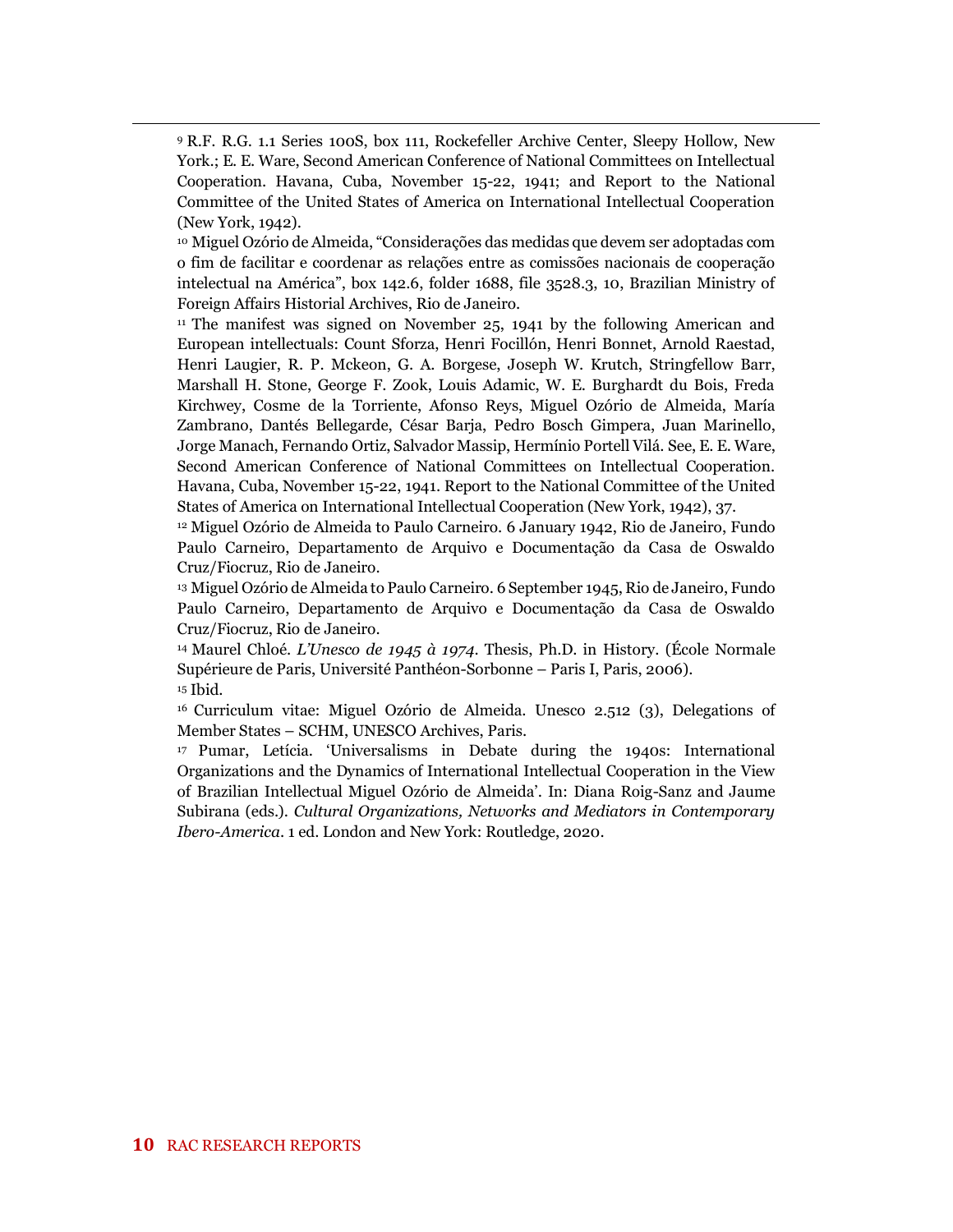[9] R.F. R.G. 1.1 Series 100S, box 111, Rockefeller Archive Center, Sleepy Hollow, New York.; E. E. Ware, Second American Conference of National Committees on Intellectual Cooperation. Havana, Cuba, November 15-22, 1941; and Report to the National Committee of the United States of America on International Intellectual Cooperation (New York, 1942).

[10] Miguel Ozório de Almeida, "Considerações das medidas que devem ser adoptadas com o fim de facilitar e coordenar as relações entre as comissões nacionais de cooperação intelectual na América", box 142.6, folder 1688, file 3528.3, 10, Brazilian Ministry of Foreign Affairs Historial Archives, Rio de Janeiro.

[11] The manifest was signed on November 25, 1941 by the following American and European intellectuals: Count Sforza, Henri Focillón, Henri Bonnet, Arnold Raestad, Henri Laugier, R. P. Mckeon, G. A. Borgese, Joseph W. Krutch, Stringfellow Barr, Marshall H. Stone, George F. Zook, Louis Adamic, W. E. Burghardt du Bois, Freda Kirchwey, Cosme de la Torriente, Afonso Reys, Miguel Ozório de Almeida, María Zambrano, Dantés Bellegarde, César Barja, Pedro Bosch Gimpera, Juan Marinello, Jorge Manach, Fernando Ortiz, Salvador Massip, Hermínio Portell Vilá. See, E. E. Ware, Second American Conference of National Committees on Intellectual Cooperation. Havana, Cuba, November 15-22, 1941. Report to the National Committee of the United States of America on International Intellectual Cooperation (New York, 1942), 37.

[12] Miguel Ozório de Almeida to Paulo Carneiro. 6 January 1942, Rio de Janeiro, Fundo Paulo Carneiro, Departamento de Arquivo e Documentação da Casa de Oswaldo Cruz/Fiocruz, Rio de Janeiro.

[13] Miguel Ozório de Almeida to Paulo Carneiro. 6 September 1945, Rio de Janeiro, Fundo Paulo Carneiro, Departamento de Arquivo e Documentação da Casa de Oswaldo Cruz/Fiocruz, Rio de Janeiro.

[14] Maurel Chloé. *L'Unesco de 1945 à 1974*. Thesis, Ph.D. in History. (École Normale Supérieure de Paris, Université Panthéon-Sorbonne – Paris I, Paris, 2006).

[15] Ibid.

[16] Curriculum vitae: Miguel Ozório de Almeida. Unesco 2.512 (3), Delegations of Member States – SCHM, UNESCO Archives, Paris.

[17] Pumar, Letícia. 'Universalisms in Debate during the 1940s: International Organizations and the Dynamics of International Intellectual Cooperation in the View of Brazilian Intellectual Miguel Ozório de Almeida'. In: Diana Roig-Sanz and Jaume Subirana (eds.). *Cultural Organizations, Networks and Mediators in Contemporary Ibero-America*. 1 ed. London and New York: Routledge, 2020.